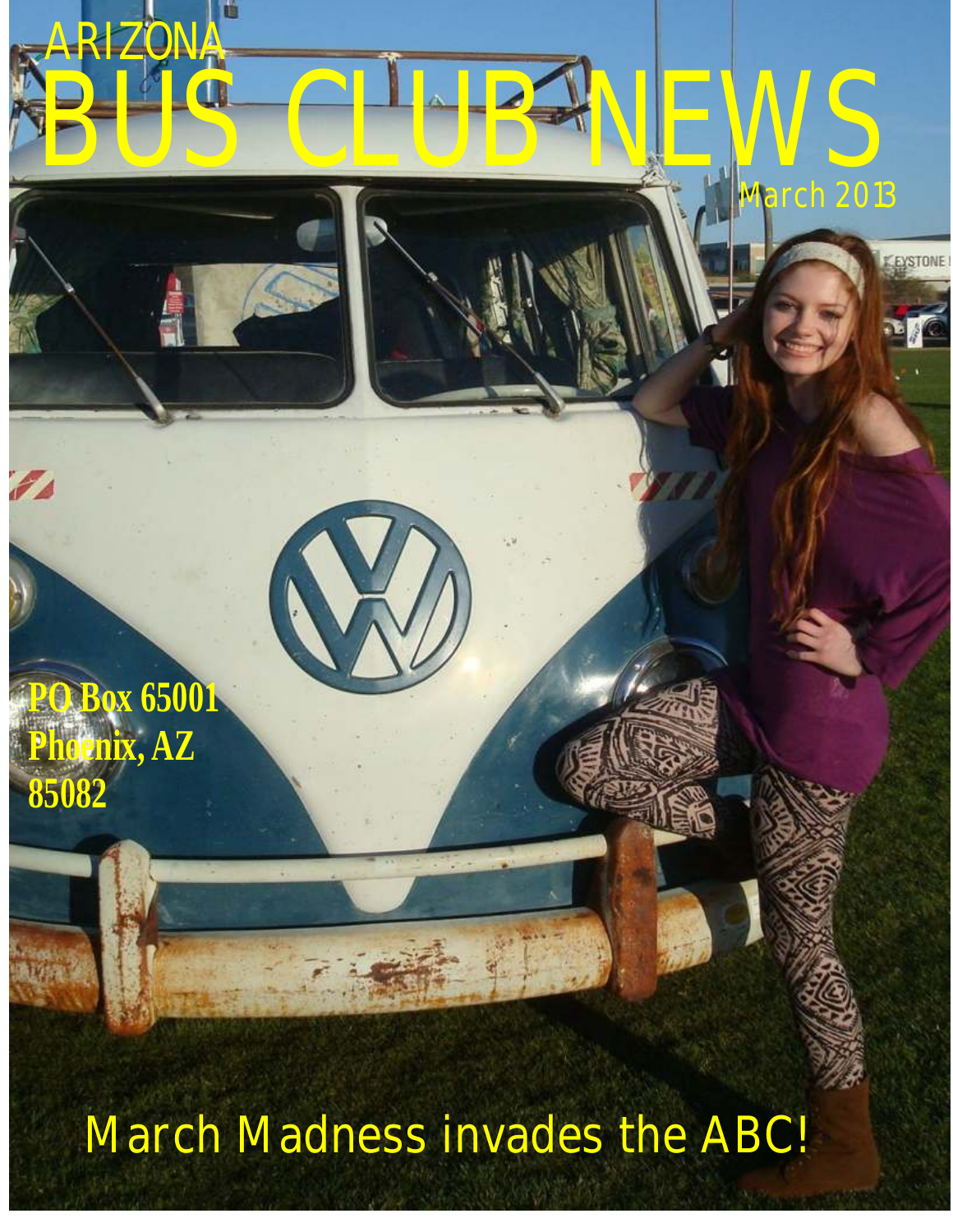ARIZONA

# BUS CLUB NEWS

March 2013

**PO Box 65001**
**Phoenix, AZ**
**85082**

March Madness invades the ABC!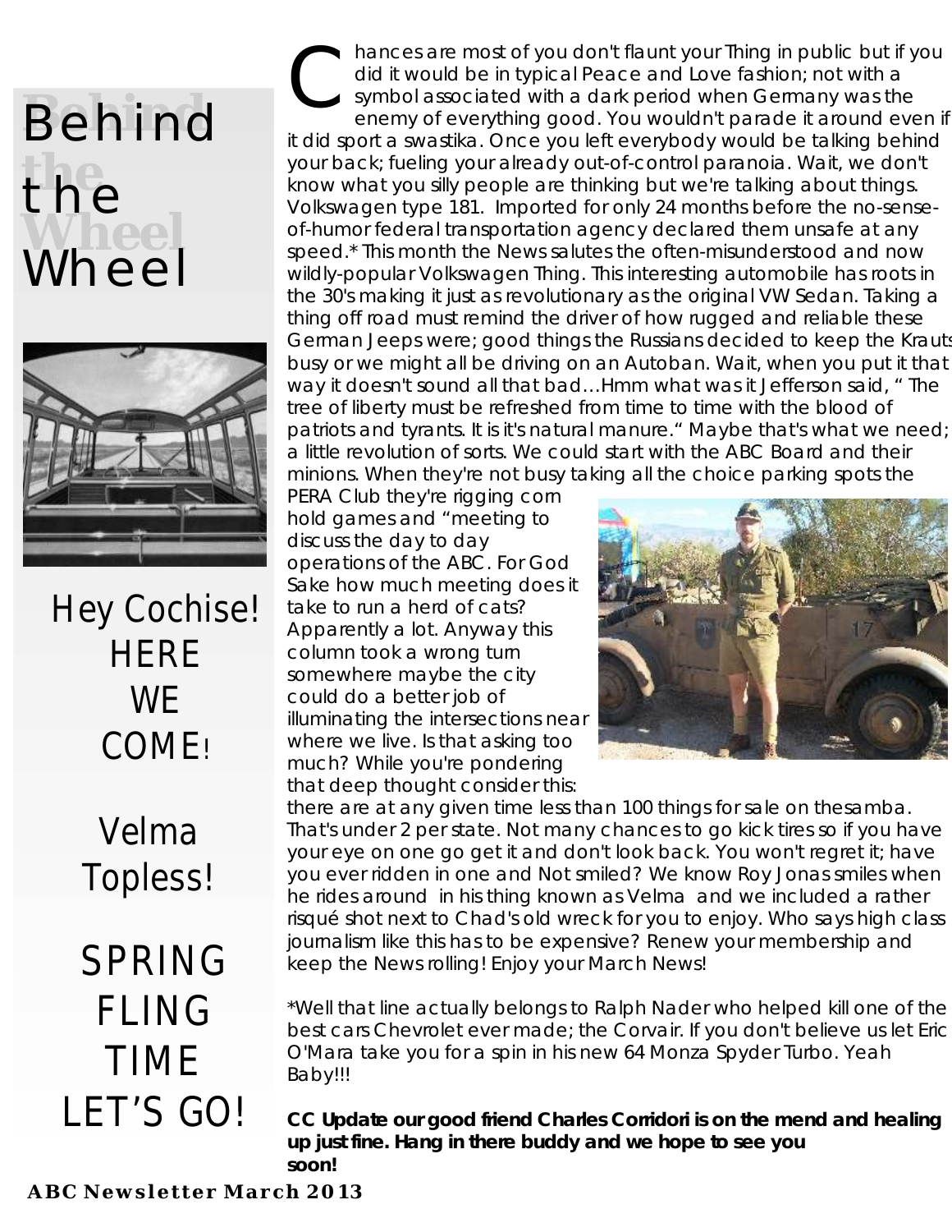# Behind the Wheel

Hey Cochise! HERE WE COME!

Velma Topless!

SPRING FLING TIME LET'S GO!

Chances are most of you don't flaunt your Thing in public but if you did it would be in typical Peace and Love fashion; not with a symbol associated with a dark period when Germany was the enemy of everything good. You wouldn't parade it around even if it did sport a swastika. Once you left everybody would be talking behind your back; fueling your already out-of-control paranoia. Wait, we don't know what you silly people are thinking but we're talking about things. Volkswagen type 181. Imported for only 24 months before the no-sense-of-humor federal transportation agency declared them unsafe at any speed.* This month the News salutes the often-misunderstood and now wildly-popular Volkswagen Thing. This interesting automobile has roots in the 30's making it just as revolutionary as the original VW Sedan. Taking a thing off road must remind the driver of how rugged and reliable these German Jeeps were; good things the Russians decided to keep the Krauts busy or we might all be driving on an Autoban. Wait, when you put it that way it doesn't sound all that bad…Hmm what was it Jefferson said, " The tree of liberty must be refreshed from time to time with the blood of patriots and tyrants. It is it's natural manure." Maybe that's what we need; a little revolution of sorts. We could start with the ABC Board and their minions. When they're not busy taking all the choice parking spots the PERA Club they're rigging corn hold games and "meeting to discuss the day to day operations of the ABC. For God Sake how much meeting does it take to run a herd of cats? Apparently a lot. Anyway this column took a wrong turn somewhere maybe the city could do a better job of illuminating the intersections near where we live. Is that asking too much? While you're pondering that deep thought consider this: there are at any given time less than 100 things for sale on thesamba. That's under 2 per state. Not many chances to go kick tires so if you have your eye on one go get it and don't look back. You won't regret it; have you ever ridden in one and Not smiled? We know Roy Jonas smiles when he rides around in his thing known as Velma and we included a rather risqué shot next to Chad's old wreck for you to enjoy. Who says high class journalism like this has to be expensive? Renew your membership and keep the News rolling! Enjoy your March News!

*Well that line actually belongs to Ralph Nader who helped kill one of the best cars Chevrolet ever made; the Corvair. If you don't believe us let Eric O'Mara take you for a spin in his new 64 Monza Spyder Turbo. Yeah Baby!!!

**CC Update our good friend Charles Corridori is on the mend and healing up just fine. Hang in there buddy and we hope to see you soon!**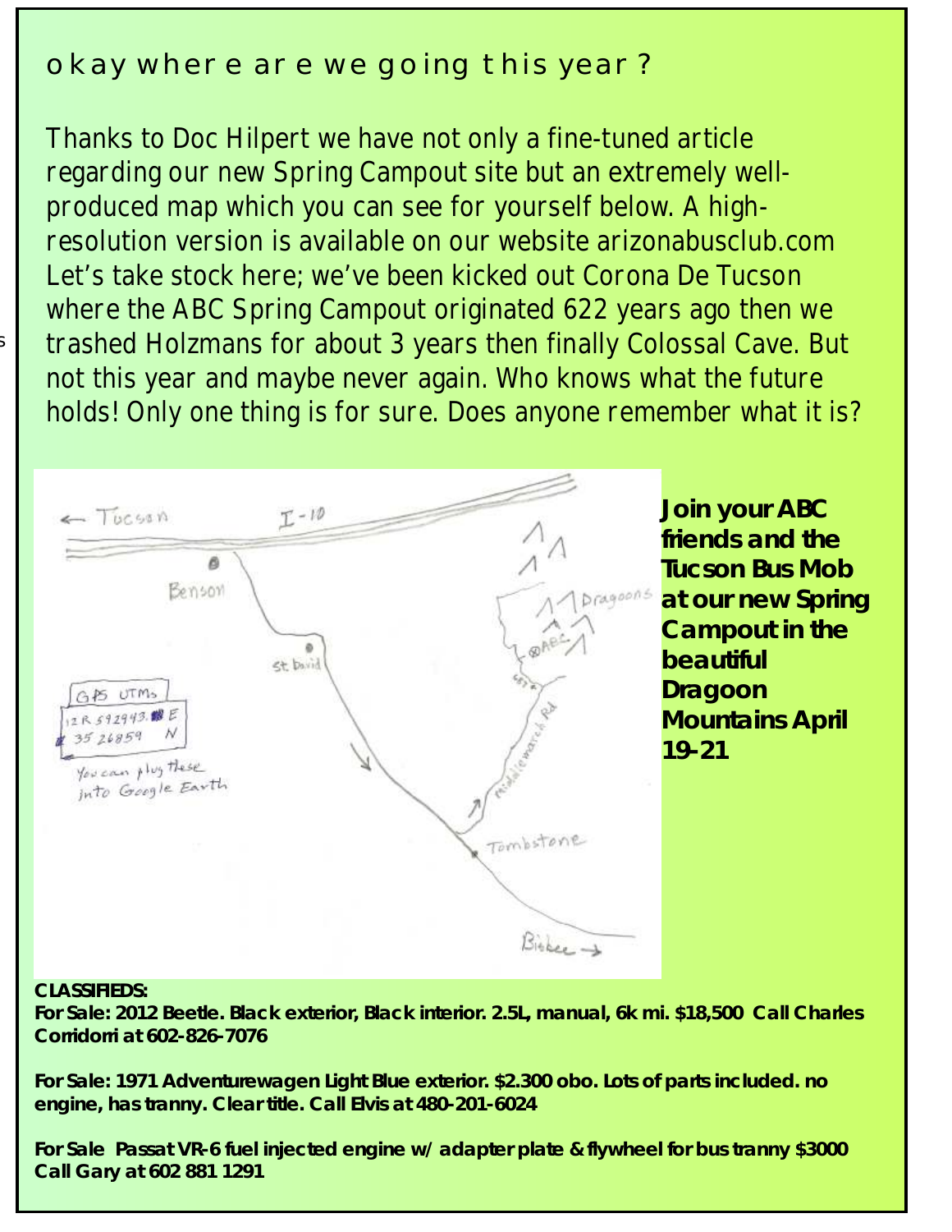## okay where are we going this year?

Thanks to Doc Hilpert we have not only a fine-tuned article regarding our new Spring Campout site but an extremely well-produced map which you can see for yourself below. A high-resolution version is available on our website arizonabusclub.com Let's take stock here; we've been kicked out Corona De Tucson where the ABC Spring Campout originated 622 years ago then we trashed Holzmans for about 3 years then finally Colossal Cave. But not this year and maybe never again. Who knows what the future holds! Only one thing is for sure. Does anyone remember what it is?

**Join your ABC friends and the Tucson Bus Mob at our new Spring Campout in the beautiful Dragoon Mountains April 19-21**

**CLASSIFIEDS:**

**For Sale: 2012 Beetle. Black exterior, Black interior. 2.5L, manual, 6k mi. $18,500 Call Charles Corridorri at 602-826-7076**

**For Sale: 1971 Adventurewagen Light Blue exterior. $2.300 obo. Lots of parts included. no engine, has tranny. Clear title. Call Elvis at 480-201-6024**

**For Sale Passat VR-6 fuel injected engine w/ adapter plate & flywheel for bus tranny $3000 Call Gary at 602 881 1291**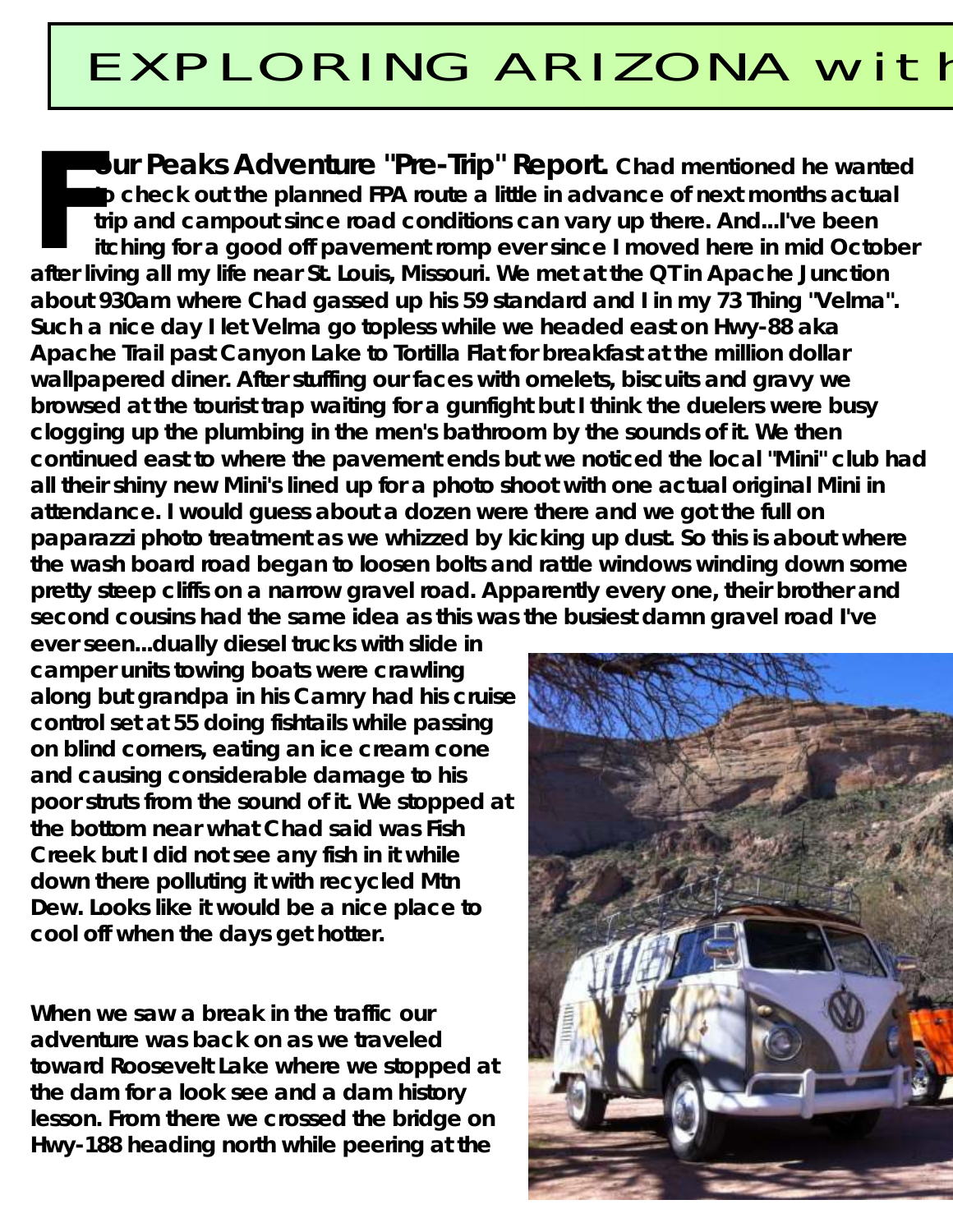# EXPLORING ARIZONA with

**Four Peaks Adventure "Pre-Trip" Report.** **Chad mentioned he wanted to check out the planned FPA route a little in advance of next months actual trip and campout since road conditions can vary up there. And...I've been itching for a good off pavement romp ever since I moved here in mid October after living all my life near St. Louis, Missouri. We met at the QT in Apache Junction about 930am where Chad gassed up his 59 standard and I in my 73 Thing "Velma". Such a nice day I let Velma go topless while we headed east on Hwy-88 aka Apache Trail past Canyon Lake to Tortilla Flat for breakfast at the million dollar wallpapered diner. After stuffing our faces with omelets, biscuits and gravy we browsed at the tourist trap waiting for a gunfight but I think the duelers were busy clogging up the plumbing in the men's bathroom by the sounds of it. We then continued east to where the pavement ends but we noticed the local "Mini" club had all their shiny new Mini's lined up for a photo shoot with one actual original Mini in attendance. I would guess about a dozen were there and we got the full on paparazzi photo treatment as we whizzed by kicking up dust. So this is about where the wash board road began to loosen bolts and rattle windows winding down some pretty steep cliffs on a narrow gravel road. Apparently every one, their brother and second cousins had the same idea as this was the busiest damn gravel road I've ever seen...dually diesel trucks with slide in camper units towing boats were crawling along but grandpa in his Camry had his cruise control set at 55 doing fishtails while passing on blind corners, eating an ice cream cone and causing considerable damage to his poor struts from the sound of it. We stopped at the bottom near what Chad said was Fish Creek but I did not see any fish in it while down there polluting it with recycled Mtn Dew. Looks like it would be a nice place to cool off when the days get hotter.**

**When we saw a break in the traffic our adventure was back on as we traveled toward Roosevelt Lake where we stopped at the dam for a look see and a dam history lesson. From there we crossed the bridge on Hwy-188 heading north while peering at the**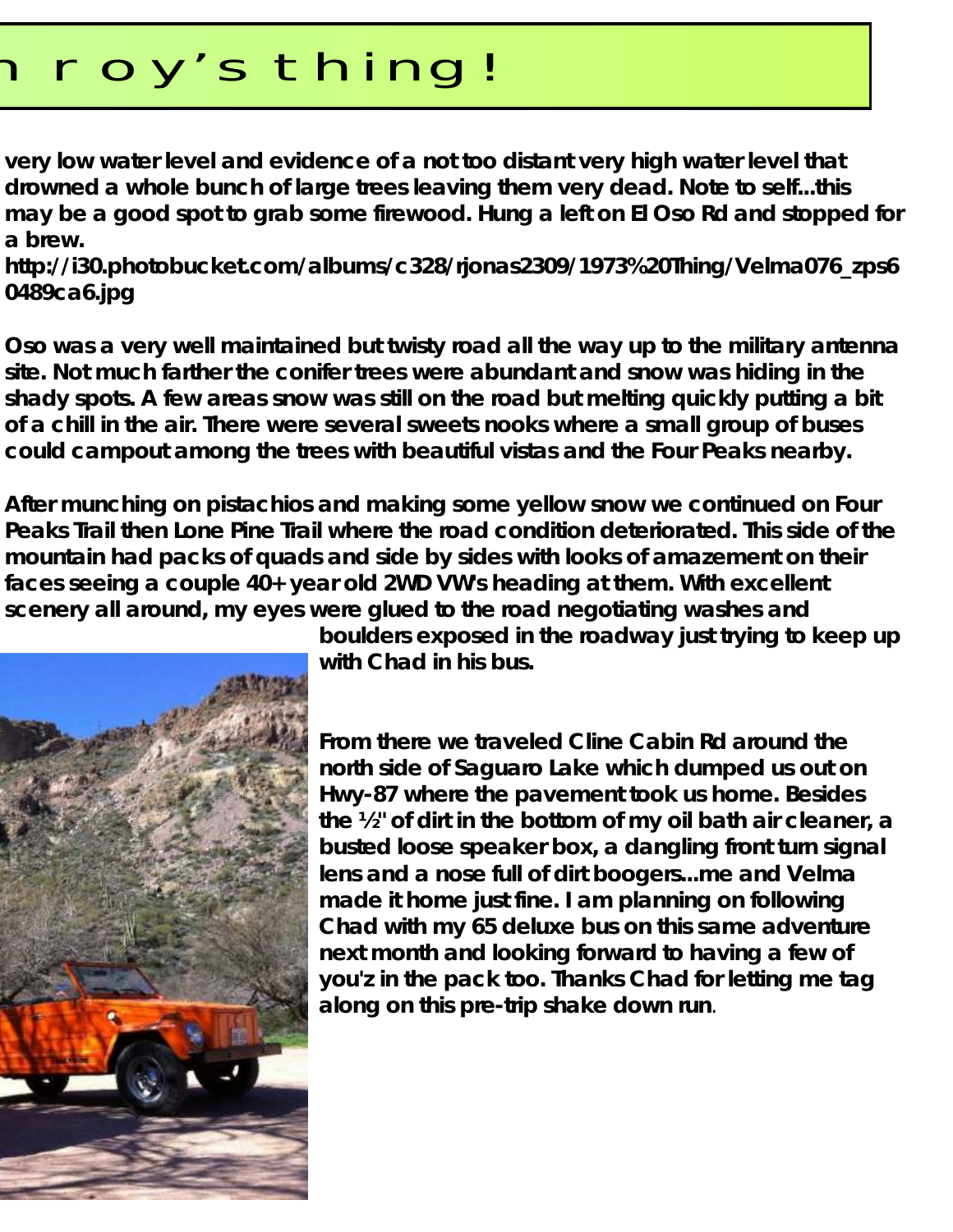# n roy's thing!

very low water level and evidence of a not too distant very high water level that drowned a whole bunch of large trees leaving them very dead. Note to self...this may be a good spot to grab some firewood. Hung a left on El Oso Rd and stopped for a brew.
http://i30.photobucket.com/albums/c328/rjonas2309/1973%20Thing/Velma076_zps60489ca6.jpg

Oso was a very well maintained but twisty road all the way up to the military antenna site. Not much farther the conifer trees were abundant and snow was hiding in the shady spots. A few areas snow was still on the road but melting quickly putting a bit of a chill in the air. There were several sweets nooks where a small group of buses could campout among the trees with beautiful vistas and the Four Peaks nearby.

After munching on pistachios and making some yellow snow we continued on Four Peaks Trail then Lone Pine Trail where the road condition deteriorated. This side of the mountain had packs of quads and side by sides with looks of amazement on their faces seeing a couple 40+ year old 2WD VW's heading at them. With excellent scenery all around, my eyes were glued to the road negotiating washes and boulders exposed in the roadway just trying to keep up with Chad in his bus.

From there we traveled Cline Cabin Rd around the north side of Saguaro Lake which dumped us out on Hwy-87 where the pavement took us home. Besides the ½" of dirt in the bottom of my oil bath air cleaner, a busted loose speaker box, a dangling front turn signal lens and a nose full of dirt boogers...me and Velma made it home just fine. I am planning on following Chad with my 65 deluxe bus on this same adventure next month and looking forward to having a few of you'z in the pack too. Thanks Chad for letting me tag along on this pre-trip shake down run.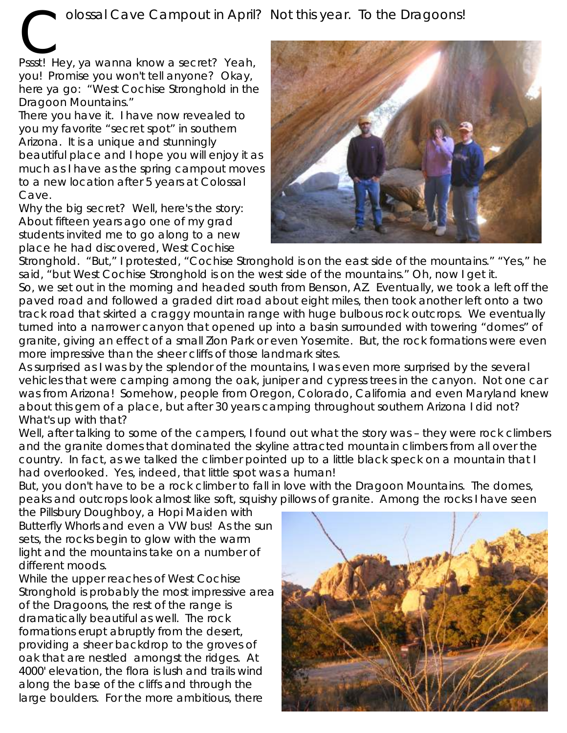# Colossal Cave Campout in April? Not this year. To the Dragoons!

Pssst! Hey, ya wanna know a secret? Yeah, you! Promise you won't tell anyone? Okay, here ya go: "West Cochise Stronghold in the Dragoon Mountains."

There you have it. I have now revealed to you my favorite "secret spot" in southern Arizona. It is a unique and stunningly beautiful place and I hope you will enjoy it as much as I have as the spring campout moves to a new location after 5 years at Colossal Cave.

Why the big secret? Well, here's the story: About fifteen years ago one of my grad students invited me to go along to a new place he had discovered, West Cochise Stronghold. "But," I protested, "Cochise Stronghold is on the east side of the mountains." "Yes," he said, "but West Cochise Stronghold is on the west side of the mountains." Oh, now I get it.

So, we set out in the morning and headed south from Benson, AZ. Eventually, we took a left off the paved road and followed a graded dirt road about eight miles, then took another left onto a two track road that skirted a craggy mountain range with huge bulbous rock outcrops. We eventually turned into a narrower canyon that opened up into a basin surrounded with towering "domes" of granite, giving an effect of a small Zion Park or even Yosemite. But, the rock formations were even more impressive than the sheer cliffs of those landmark sites.

As surprised as I was by the splendor of the mountains, I was even more surprised by the several vehicles that were camping among the oak, juniper and cypress trees in the canyon. Not one car was from Arizona! Somehow, people from Oregon, Colorado, California and even Maryland knew about this gem of a place, but after 30 years camping throughout southern Arizona I did not? What's up with that?

Well, after talking to some of the campers, I found out what the story was – they were rock climbers and the granite domes that dominated the skyline attracted mountain climbers from all over the country. In fact, as we talked the climber pointed up to a little black speck on a mountain that I had overlooked. Yes, indeed, that little spot was a human!

But, you don't have to be a rock climber to fall in love with the Dragoon Mountains. The domes, peaks and outcrops look almost like soft, squishy pillows of granite. Among the rocks I have seen the Pillsbury Doughboy, a Hopi Maiden with Butterfly Whorls and even a VW bus! As the sun sets, the rocks begin to glow with the warm light and the mountains take on a number of different moods.

While the upper reaches of West Cochise Stronghold is probably the most impressive area of the Dragoons, the rest of the range is dramatically beautiful as well. The rock formations erupt abruptly from the desert, providing a sheer backdrop to the groves of oak that are nestled amongst the ridges. At 4000' elevation, the flora is lush and trails wind along the base of the cliffs and through the large boulders. For the more ambitious, there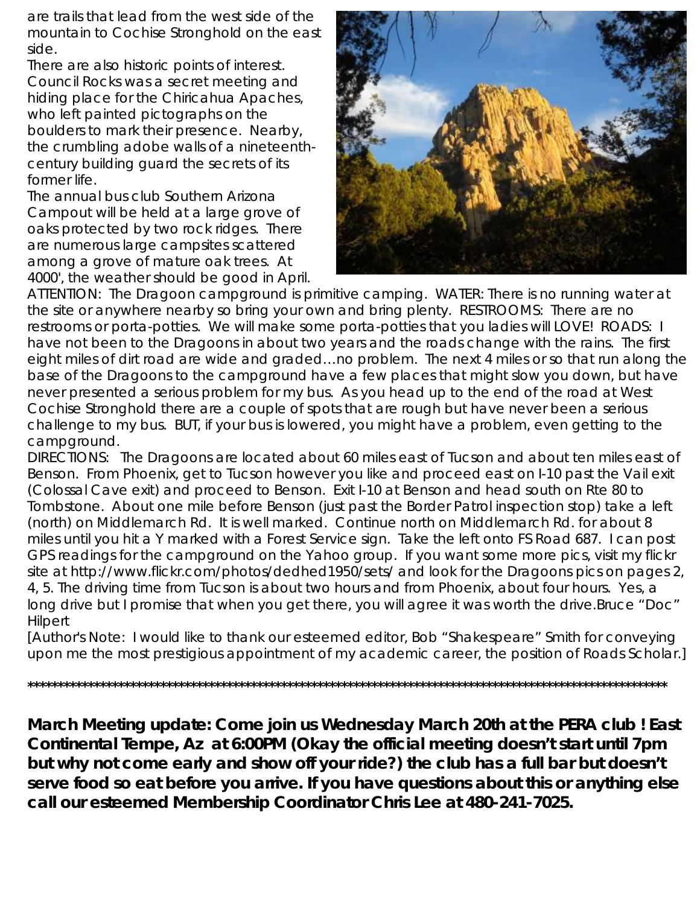are trails that lead from the west side of the mountain to Cochise Stronghold on the east side.

There are also historic points of interest. Council Rocks was a secret meeting and hiding place for the Chiricahua Apaches, who left painted pictographs on the boulders to mark their presence. Nearby, the crumbling adobe walls of a nineteenth-century building guard the secrets of its former life.

The annual bus club Southern Arizona Campout will be held at a large grove of oaks protected by two rock ridges. There are numerous large campsites scattered among a grove of mature oak trees. At 4000', the weather should be good in April.

ATTENTION: The Dragoon campground is primitive camping. WATER: There is no running water at the site or anywhere nearby so bring your own and bring plenty. RESTROOMS: There are no restrooms or porta-potties. We will make some porta-potties that you ladies will LOVE! ROADS: I have not been to the Dragoons in about two years and the roads change with the rains. The first eight miles of dirt road are wide and graded…no problem. The next 4 miles or so that run along the base of the Dragoons to the campground have a few places that might slow you down, but have never presented a serious problem for my bus. As you head up to the end of the road at West Cochise Stronghold there are a couple of spots that are rough but have never been a serious challenge to my bus. BUT, if your bus is lowered, you might have a problem, even getting to the campground.

DIRECTIONS: The Dragoons are located about 60 miles east of Tucson and about ten miles east of Benson. From Phoenix, get to Tucson however you like and proceed east on I-10 past the Vail exit (Colossal Cave exit) and proceed to Benson. Exit I-10 at Benson and head south on Rte 80 to Tombstone. About one mile before Benson (just past the Border Patrol inspection stop) take a left (north) on Middlemarch Rd. It is well marked. Continue north on Middlemarch Rd. for about 8 miles until you hit a Y marked with a Forest Service sign. Take the left onto FS Road 687. I can post GPS readings for the campground on the Yahoo group. If you want some more pics, visit my flickr site at http://www.flickr.com/photos/dedhed1950/sets/ and look for the Dragoons pics on pages 2, 4, 5. The driving time from Tucson is about two hours and from Phoenix, about four hours. Yes, a long drive but I promise that when you get there, you will agree it was worth the drive.Bruce "Doc" Hilpert

[Author's Note: I would like to thank our esteemed editor, Bob "Shakespeare" Smith for conveying upon me the most prestigious appointment of my academic career, the position of Roads Scholar.]

**********************************************************************************************************

**March Meeting update: Come join us Wednesday March 20th at the PERA club ! East Continental Tempe, Az at 6:00PM (Okay the official meeting doesn't start until 7pm but why not come early and show off your ride?) the club has a full bar but doesn't serve food so eat before you arrive. If you have questions about this or anything else call our esteemed Membership Coordinator Chris Lee at 480-241-7025.**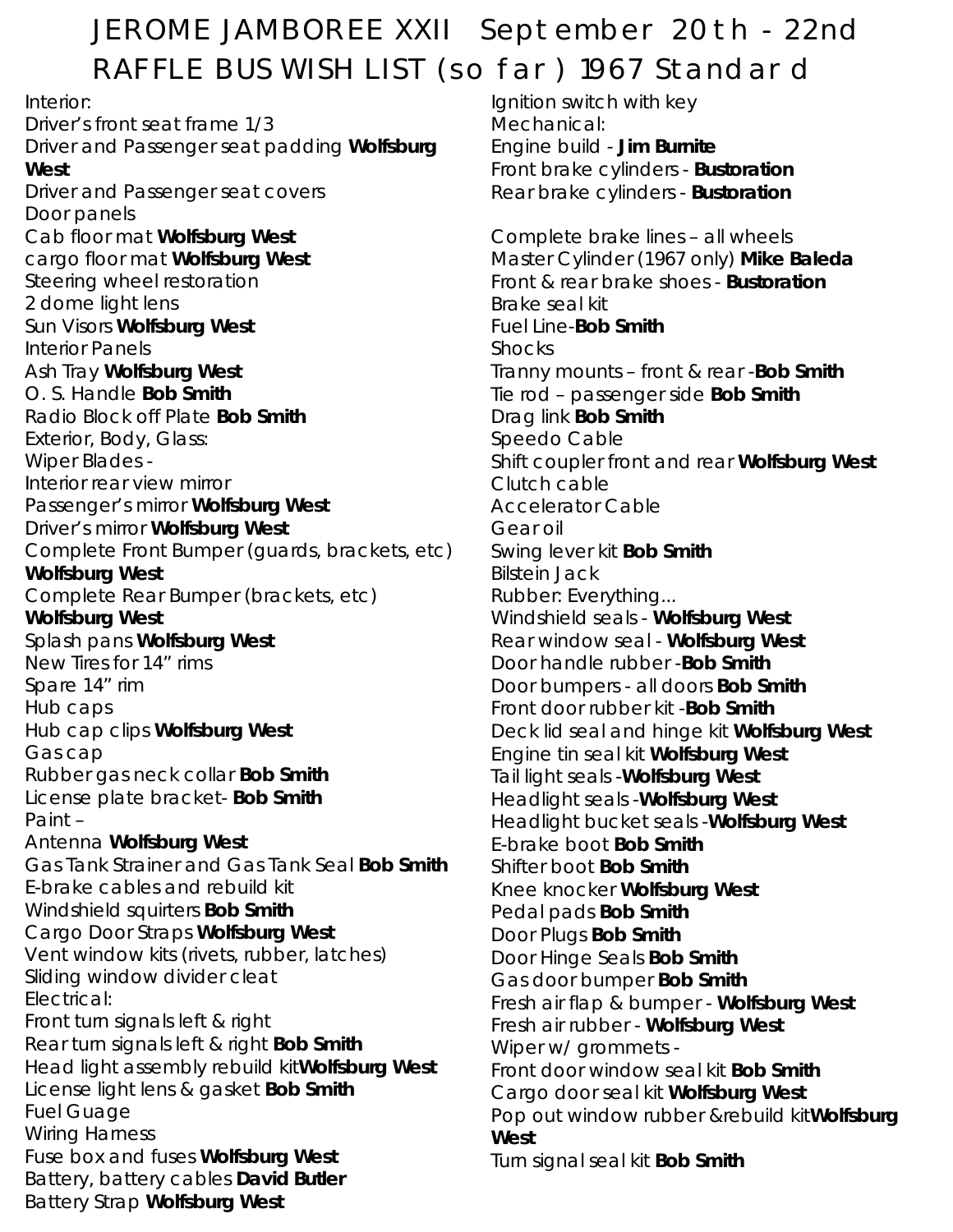# JEROME JAMBOREE XXII September 20th - 22nd
# RAFFLE BUS WISH LIST (so far) 1967 Standard

Interior:
Driver's front seat frame 1/3
Driver and Passenger seat padding **Wolfsburg West**
Driver and Passenger seat covers
Door panels
Cab floor mat **Wolfsburg West**
cargo floor mat **Wolfsburg West**
Steering wheel restoration
2 dome light lens
Sun Visors **Wolfsburg West**
Interior Panels
Ash Tray **Wolfsburg West**
O. S. Handle **Bob Smith**
Radio Block off Plate **Bob Smith**
Exterior, Body, Glass:
Wiper Blades -
Interior rear view mirror
Passenger's mirror **Wolfsburg West**
Driver's mirror **Wolfsburg West**
Complete Front Bumper (guards, brackets, etc) **Wolfsburg West**
Complete Rear Bumper (brackets, etc) **Wolfsburg West**
Splash pans **Wolfsburg West**
New Tires for 14" rims
Spare 14" rim
Hub caps
Hub cap clips **Wolfsburg West**
Gas cap
Rubber gas neck collar **Bob Smith**
License plate bracket- **Bob Smith**
Paint –
Antenna **Wolfsburg West**
Gas Tank Strainer and Gas Tank Seal **Bob Smith**
E-brake cables and rebuild kit
Windshield squirters **Bob Smith**
Cargo Door Straps **Wolfsburg West**
Vent window kits (rivets, rubber, latches)
Sliding window divider cleat
Electrical:
Front turn signals left & right
Rear turn signals left & right **Bob Smith**
Head light assembly rebuild kit**Wolfsburg West**
License light lens & gasket **Bob Smith**
Fuel Guage
Wiring Harness
Fuse box and fuses **Wolfsburg West**
Battery, battery cables **David Butler**
Battery Strap **Wolfsburg West**
Ignition switch with key
Mechanical:
Engine build - **Jim Burnite**
Front brake cylinders - **Bustoration**
Rear brake cylinders - **Bustoration**

Complete brake lines – all wheels
Master Cylinder (1967 only) **Mike Baleda**
Front & rear brake shoes - **Bustoration**
Brake seal kit
Fuel Line-**Bob Smith**
Shocks
Tranny mounts – front & rear -**Bob Smith**
Tie rod – passenger side **Bob Smith**
Drag link **Bob Smith**
Speedo Cable
Shift coupler front and rear **Wolfsburg West**
Clutch cable
Accelerator Cable
Gear oil
Swing lever kit **Bob Smith**
Bilstein Jack
Rubber: Everything...
Windshield seals - **Wolfsburg West**
Rear window seal - **Wolfsburg West**
Door handle rubber -**Bob Smith**
Door bumpers - all doors **Bob Smith**
Front door rubber kit -**Bob Smith**
Deck lid seal and hinge kit **Wolfsburg West**
Engine tin seal kit **Wolfsburg West**
Tail light seals -**Wolfsburg West**
Headlight seals -**Wolfsburg West**
Headlight bucket seals -**Wolfsburg West**
E-brake boot **Bob Smith**
Shifter boot **Bob Smith**
Knee knocker **Wolfsburg West**
Pedal pads **Bob Smith**
Door Plugs **Bob Smith**
Door Hinge Seals **Bob Smith**
Gas door bumper **Bob Smith**
Fresh air flap & bumper - **Wolfsburg West**
Fresh air rubber - **Wolfsburg West**
Wiper w/ grommets -
Front door window seal kit **Bob Smith**
Cargo door seal kit **Wolfsburg West**
Pop out window rubber &rebuild kit**Wolfsburg West**
Turn signal seal kit **Bob Smith**